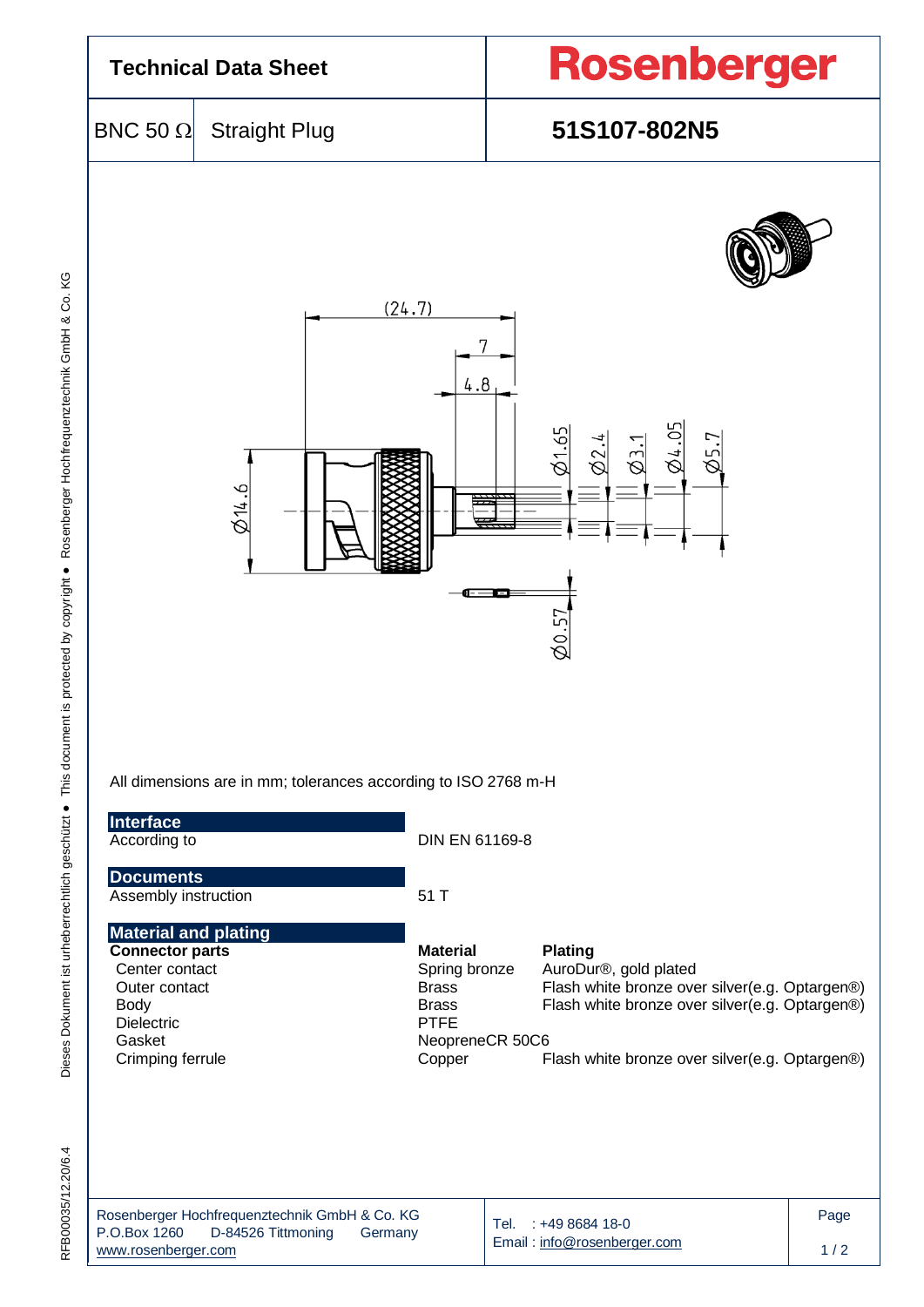# Technical Data Sheet

**Rosenberger**

BNC 50 Ω | Straight Plug | **51S107-802N5**

All dimensions are in mm; tolerances according to ISO 2768 m-H

## Interface

| | |
|---|---|
| According to | DIN EN 61169-8 |

## Documents

| | |
|---|---|
| Assembly instruction | 51 T |

## Material and plating

| Connector parts | Material | Plating |
|---|---|---|
| Center contact | Spring bronze | AuroDur®, gold plated |
| Outer contact | Brass | Flash white bronze over silver(e.g. Optargen®) |
| Body | Brass | Flash white bronze over silver(e.g. Optargen®) |
| Dielectric | PTFE | |
| Gasket | NeopreneCR 50C6 | |
| Crimping ferrule | Copper | Flash white bronze over silver(e.g. Optargen®) |

Rosenberger Hochfrequenztechnik GmbH & Co. KG
P.O.Box 1260 D-84526 Tittmoning Germany
www.rosenberger.com

Tel. : +49 8684 18-0
Email : info@rosenberger.com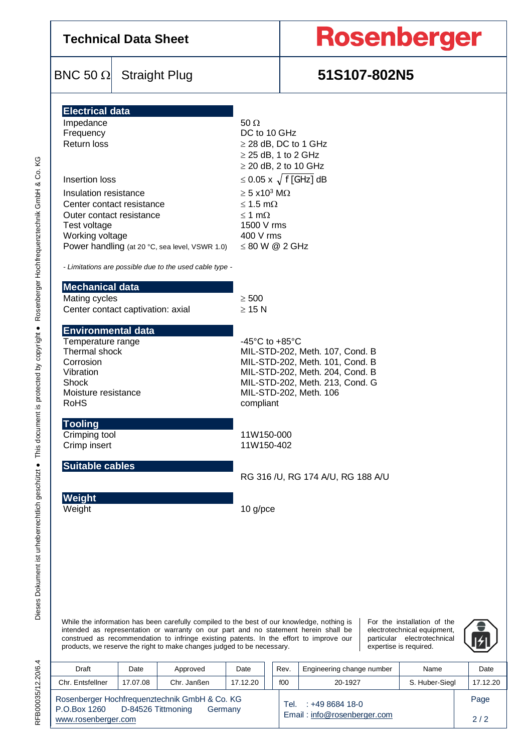# Technical Data Sheet

**Rosenberger**

BNC 50 Ω Straight Plug

**51S107-802N5**

## Electrical data

| | |
|---|---|
| Impedance | 50 Ω |
| Frequency | DC to 10 GHz |
| Return loss | ≥ 28 dB, DC to 1 GHz<br>≥ 25 dB, 1 to 2 GHz<br>≥ 20 dB, 2 to 10 GHz |
| Insertion loss | $\leq 0.05 \times \sqrt{f\,[\text{GHz}]}$ dB |
| Insulation resistance | $\geq 5 \times 10^3$ MΩ |
| Center contact resistance | ≤ 1.5 mΩ |
| Outer contact resistance | ≤ 1 mΩ |
| Test voltage | 1500 V rms |
| Working voltage | 400 V rms |
| Power handling (at 20 °C, sea level, VSWR 1.0) | ≤ 80 W @ 2 GHz |

*- Limitations are possible due to the used cable type -*

## Mechanical data

| | |
|---|---|
| Mating cycles | ≥ 500 |
| Center contact captivation: axial | ≥ 15 N |

## Environmental data

| | |
|---|---|
| Temperature range | -45°C to +85°C |
| Thermal shock | MIL-STD-202, Meth. 107, Cond. B |
| Corrosion | MIL-STD-202, Meth. 101, Cond. B |
| Vibration | MIL-STD-202, Meth. 204, Cond. B |
| Shock | MIL-STD-202, Meth. 213, Cond. G |
| Moisture resistance | MIL-STD-202, Meth. 106 |
| RoHS | compliant |

## Tooling

| | |
|---|---|
| Crimping tool | 11W150-000 |
| Crimp insert | 11W150-402 |

## Suitable cables

RG 316 /U, RG 174 A/U, RG 188 A/U

## Weight

| | |
|---|---|
| Weight | 10 g/pce |

While the information has been carefully compiled to the best of our knowledge, nothing is intended as representation or warranty on our part and no statement herein shall be construed as recommendation to infringe existing patents. In the effort to improve our products, we reserve the right to make changes judged to be necessary.

For the installation of the electrotechnical equipment, particular electrotechnical expertise is required.

| Draft | Date | Approved | Date | Rev. | Engineering change number | Name | Date |
|---|---|---|---|---|---|---|---|
| Chr. Entsfellner | 17.07.08 | Chr. Janßen | 17.12.20 | f00 | 20-1927 | S. Huber-Siegl | 17.12.20 |

Rosenberger Hochfrequenztechnik GmbH & Co. KG
P.O.Box 1260 D-84526 Tittmoning Germany
www.rosenberger.com

Tel. : +49 8684 18-0
Email : info@rosenberger.com

Dieses Dokument ist urheberrechtlich geschützt ● This document is protected by copyright ● Rosenberger Hochfrequenztechnik GmbH & Co. KG

RFB00035/12.20/6.4